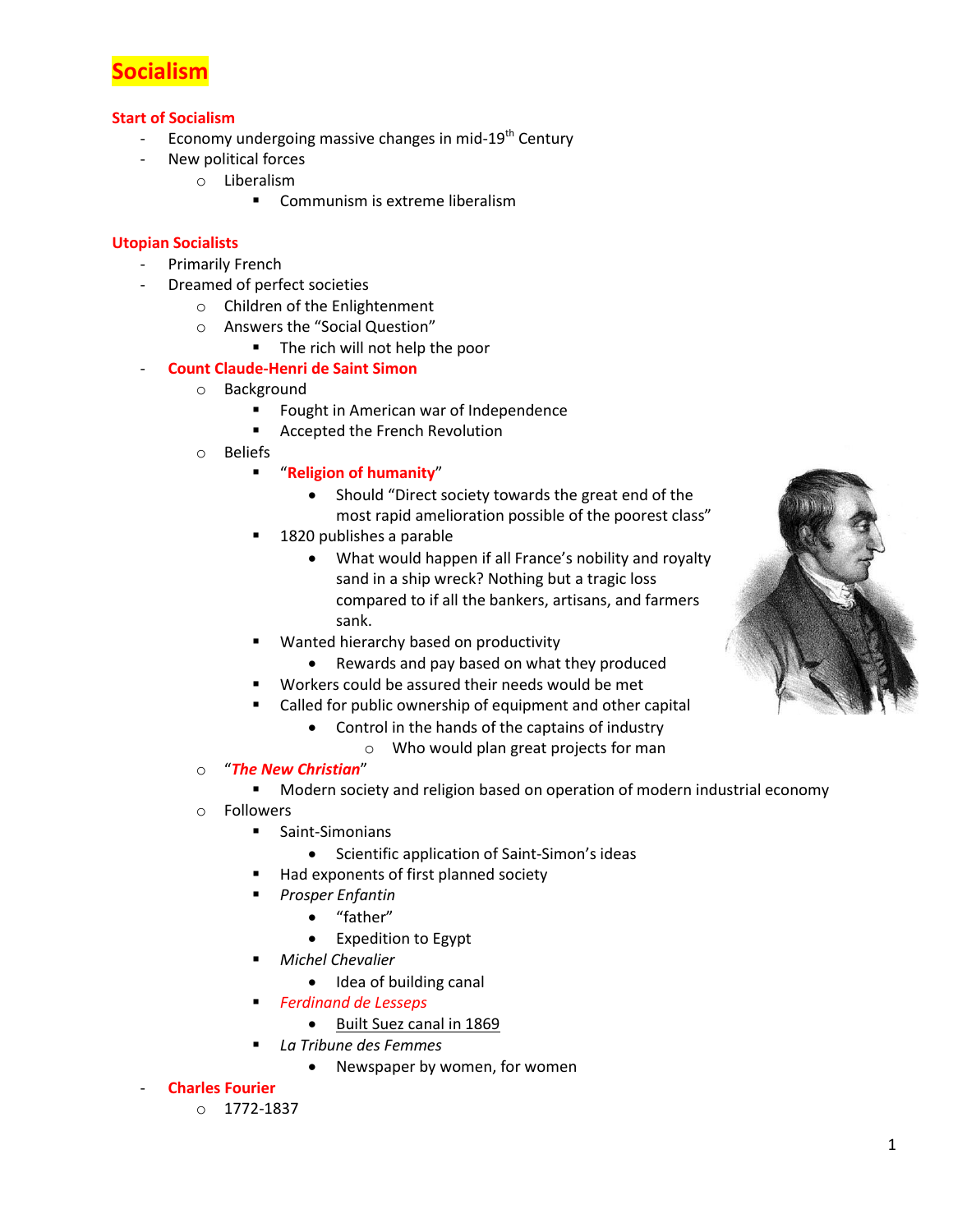# Socialism

## Start of Socialism

- Economy undergoing massive changes in mid-19th Century
- New political forces
  - Liberalism
    - Communism is extreme liberalism

## Utopian Socialists

- Primarily French
- Dreamed of perfect societies
  - Children of the Enlightenment
  - Answers the "Social Question"
    - The rich will not help the poor
- **Count Claude-Henri de Saint Simon**
  - Background
    - Fought in American war of Independence
    - Accepted the French Revolution
  - Beliefs
    - "**Religion of humanity**"
      - Should "Direct society towards the great end of the most rapid amelioration possible of the poorest class"
    - 1820 publishes a parable
      - What would happen if all France's nobility and royalty sand in a ship wreck? Nothing but a tragic loss compared to if all the bankers, artisans, and farmers sank.
    - Wanted hierarchy based on productivity
      - Rewards and pay based on what they produced
    - Workers could be assured their needs would be met
    - Called for public ownership of equipment and other capital
      - Control in the hands of the captains of industry
        - Who would plan great projects for man
  - "***The New Christian***"
    - Modern society and religion based on operation of modern industrial economy
  - Followers
    - Saint-Simonians
      - Scientific application of Saint-Simon's ideas
    - Had exponents of first planned society
    - *Prosper Enfantin*
      - "father"
      - Expedition to Egypt
    - *Michel Chevalier*
      - Idea of building canal
    - *Ferdinand de Lesseps*
      - Built Suez canal in 1869
    - *La Tribune des Femmes*
      - Newspaper by women, for women
- **Charles Fourier**
  - 1772-1837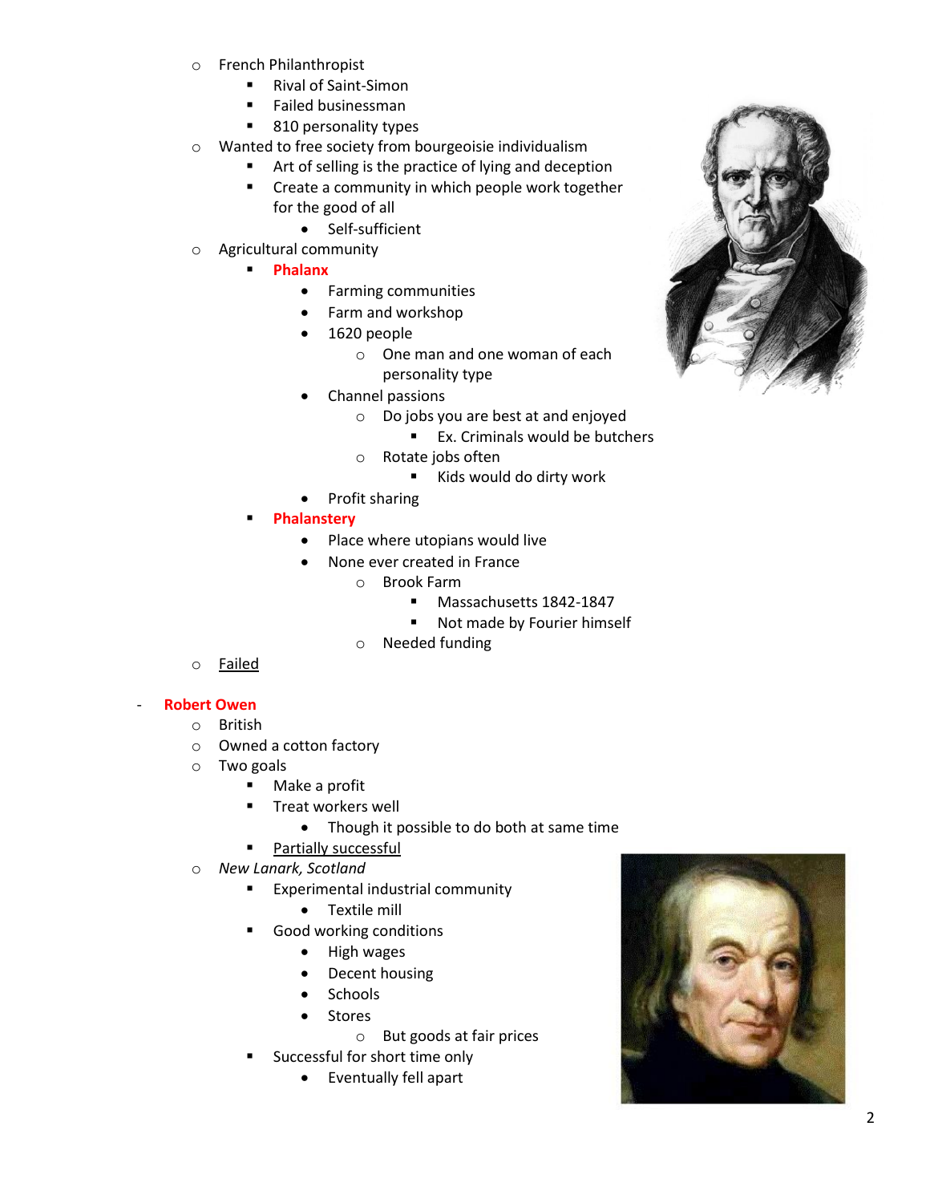- French Philanthropist
  - Rival of Saint-Simon
  - Failed businessman
  - 810 personality types
- Wanted to free society from bourgeoisie individualism
  - Art of selling is the practice of lying and deception
  - Create a community in which people work together for the good of all
    - Self-sufficient
- Agricultural community
  - **Phalanx**
    - Farming communities
    - Farm and workshop
    - 1620 people
      - One man and one woman of each personality type
    - Channel passions
      - Do jobs you are best at and enjoyed
        - Ex. Criminals would be butchers
      - Rotate jobs often
        - Kids would do dirty work
    - Profit sharing
  - **Phalanstery**
    - Place where utopians would live
    - None ever created in France
      - Brook Farm
        - Massachusetts 1842-1847
        - Not made by Fourier himself
      - Needed funding
- <u>Failed</u>

- **Robert Owen**
  - British
  - Owned a cotton factory
  - Two goals
    - Make a profit
    - Treat workers well
      - Though it possible to do both at same time
    - <u>Partially successful</u>
  - *New Lanark, Scotland*
    - Experimental industrial community
      - Textile mill
    - Good working conditions
      - High wages
      - Decent housing
      - Schools
      - Stores
        - But goods at fair prices
    - Successful for short time only
      - Eventually fell apart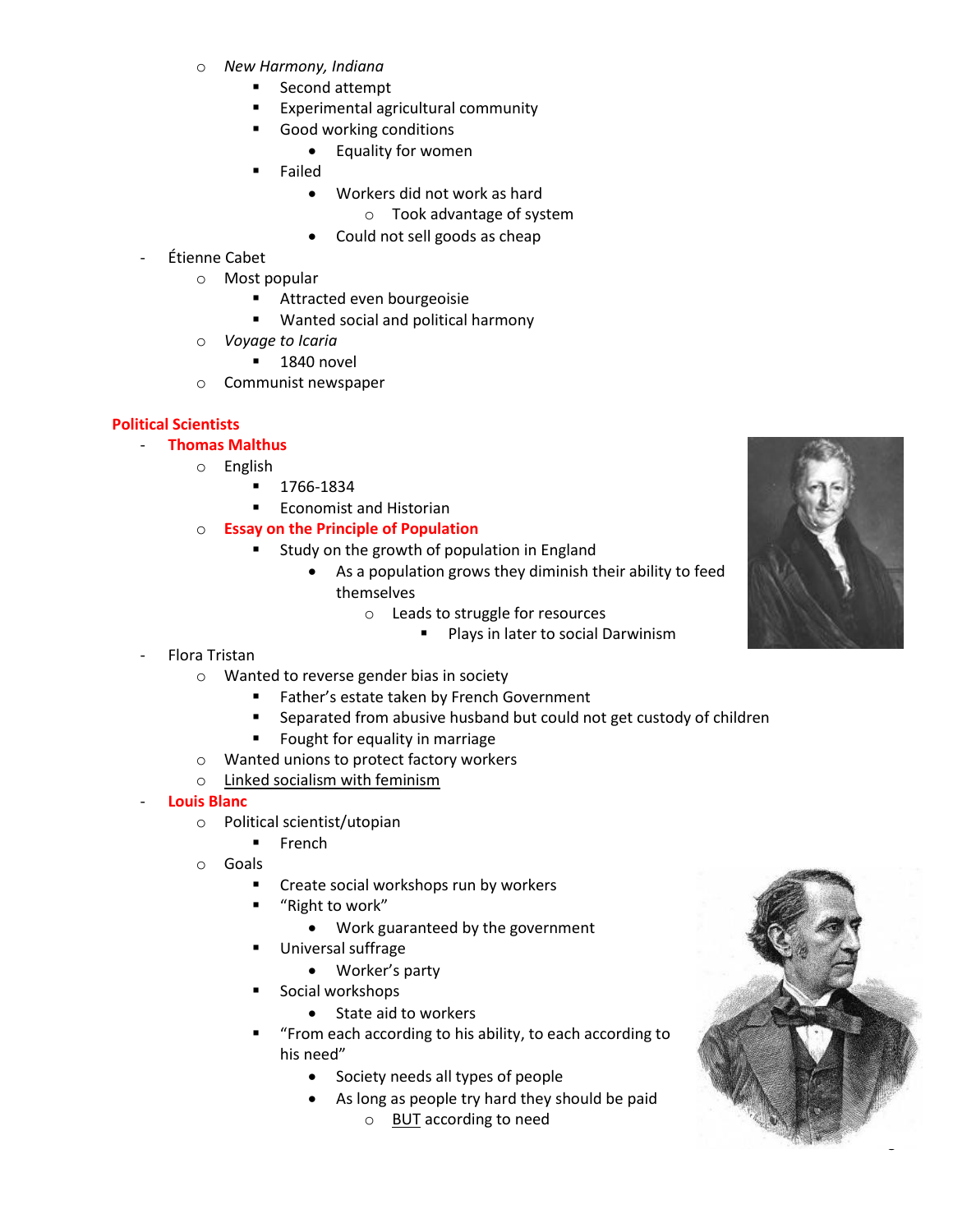- *New Harmony, Indiana*
  - Second attempt
  - Experimental agricultural community
  - Good working conditions
    - Equality for women
  - Failed
    - Workers did not work as hard
      - Took advantage of system
    - Could not sell goods as cheap

- Étienne Cabet
  - Most popular
    - Attracted even bourgeoisie
    - Wanted social and political harmony
  - *Voyage to Icaria*
    - 1840 novel
  - Communist newspaper

**Political Scientists**

- **Thomas Malthus**
  - English
    - 1766-1834
    - Economist and Historian
  - **Essay on the Principle of Population**
    - Study on the growth of population in England
      - As a population grows they diminish their ability to feed themselves
        - Leads to struggle for resources
          - Plays in later to social Darwinism
- Flora Tristan
  - Wanted to reverse gender bias in society
    - Father's estate taken by French Government
    - Separated from abusive husband but could not get custody of children
    - Fought for equality in marriage
  - Wanted unions to protect factory workers
  - Linked socialism with feminism
- **Louis Blanc**
  - Political scientist/utopian
    - French
  - Goals
    - Create social workshops run by workers
    - "Right to work"
      - Work guaranteed by the government
    - Universal suffrage
      - Worker's party
    - Social workshops
      - State aid to workers
    - "From each according to his ability, to each according to his need"
      - Society needs all types of people
      - As long as people try hard they should be paid
        - BUT according to need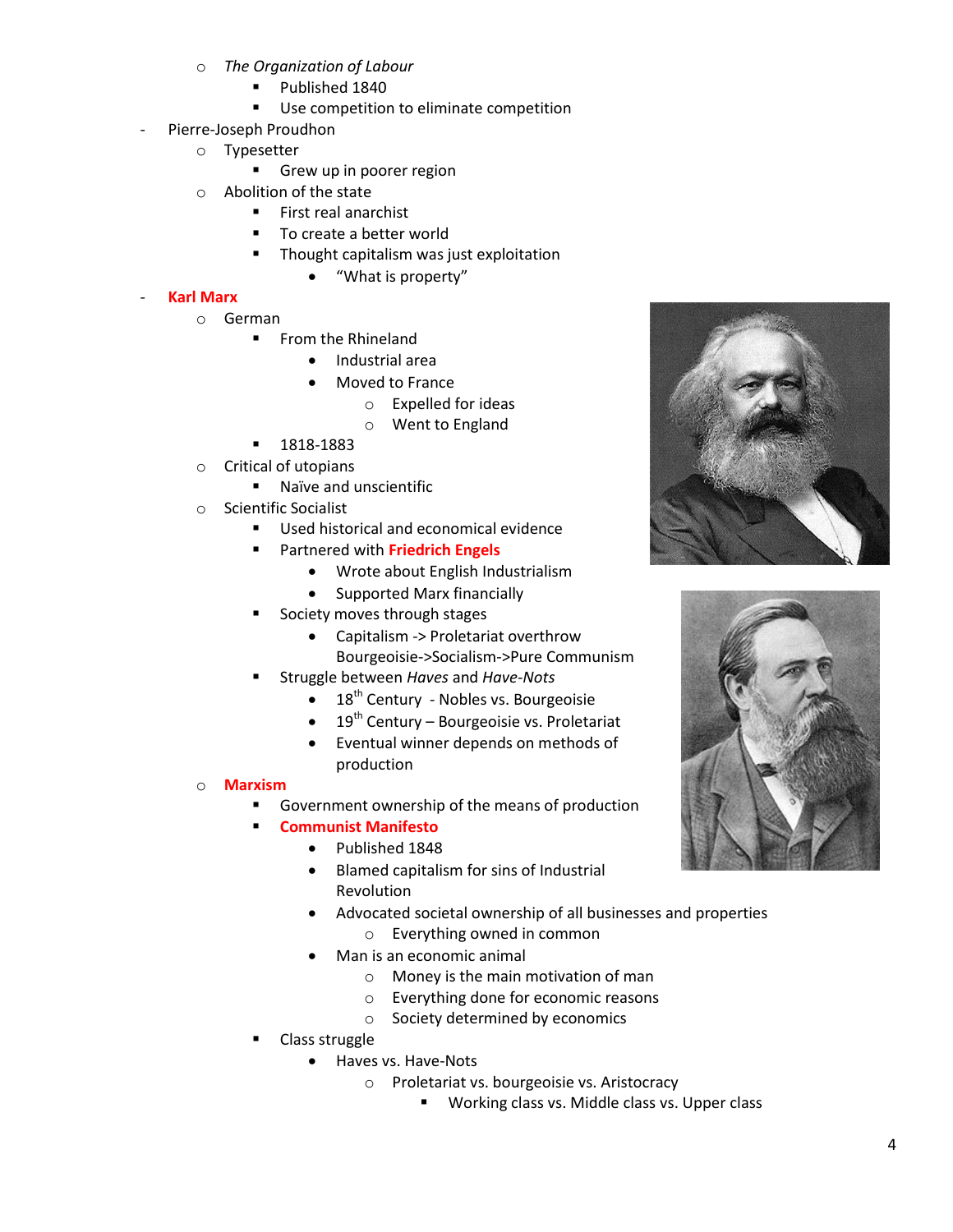- *The Organization of Labour*
  - Published 1840
  - Use competition to eliminate competition
- Pierre-Joseph Proudhon
  - Typesetter
    - Grew up in poorer region
  - Abolition of the state
    - First real anarchist
    - To create a better world
    - Thought capitalism was just exploitation
      - "What is property"
- **Karl Marx**
  - German
    - From the Rhineland
      - Industrial area
      - Moved to France
        - Expelled for ideas
        - Went to England
    - 1818-1883
  - Critical of utopians
    - Naïve and unscientific
  - Scientific Socialist
    - Used historical and economical evidence
    - Partnered with **Friedrich Engels**
      - Wrote about English Industrialism
      - Supported Marx financially
    - Society moves through stages
      - Capitalism -> Proletariat overthrow Bourgeoisie->Socialism->Pure Communism
    - Struggle between *Haves* and *Have-Nots*
      - 18th Century - Nobles vs. Bourgeoisie
      - 19th Century – Bourgeoisie vs. Proletariat
      - Eventual winner depends on methods of production
  - **Marxism**
    - Government ownership of the means of production
    - **Communist Manifesto**
      - Published 1848
      - Blamed capitalism for sins of Industrial Revolution
      - Advocated societal ownership of all businesses and properties
        - Everything owned in common
      - Man is an economic animal
        - Money is the main motivation of man
        - Everything done for economic reasons
        - Society determined by economics
    - Class struggle
      - Haves vs. Have-Nots
        - Proletariat vs. bourgeoisie vs. Aristocracy
          - Working class vs. Middle class vs. Upper class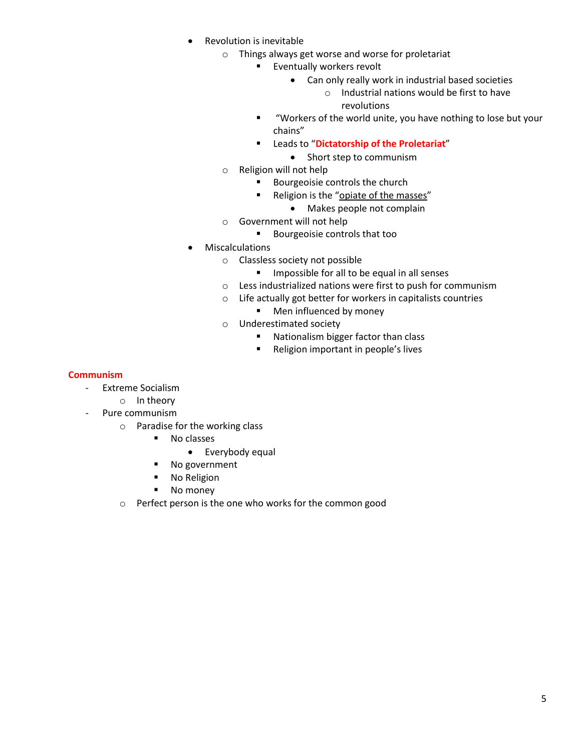- Revolution is inevitable
  - Things always get worse and worse for proletariat
    - Eventually workers revolt
      - Can only really work in industrial based societies
        - Industrial nations would be first to have revolutions
    - "Workers of the world unite, you have nothing to lose but your chains"
    - Leads to "**Dictatorship of the Proletariat**"
      - Short step to communism
  - Religion will not help
    - Bourgeoisie controls the church
    - Religion is the "<u>opiate of the masses</u>"
      - Makes people not complain
  - Government will not help
    - Bourgeoisie controls that too
- Miscalculations
  - Classless society not possible
    - Impossible for all to be equal in all senses
  - Less industrialized nations were first to push for communism
  - Life actually got better for workers in capitalists countries
    - Men influenced by money
  - Underestimated society
    - Nationalism bigger factor than class
    - Religion important in people's lives

**Communism**

- Extreme Socialism
  - In theory
- Pure communism
  - Paradise for the working class
    - No classes
      - Everybody equal
    - No government
    - No Religion
    - No money
  - Perfect person is the one who works for the common good